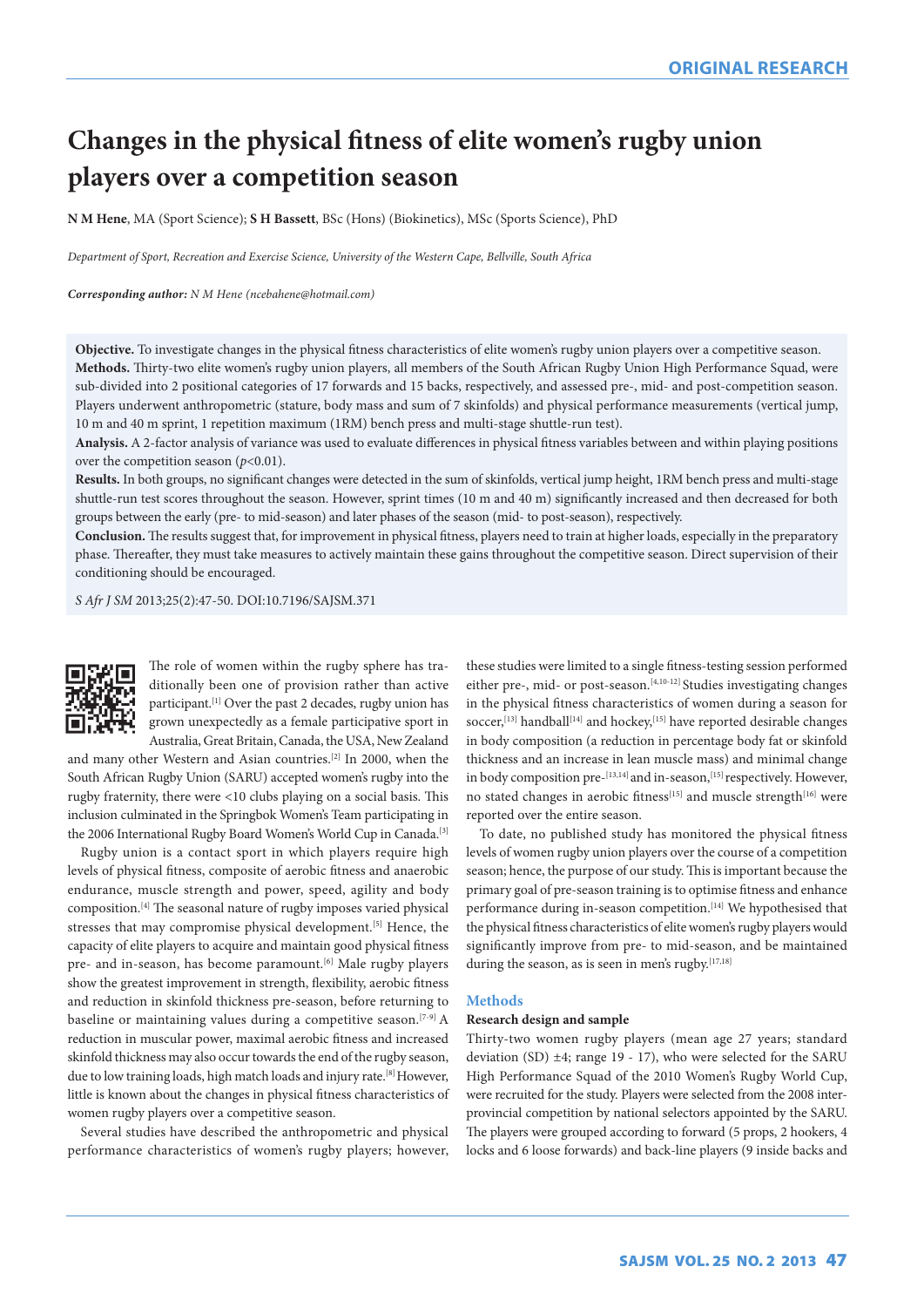ORIGINAL RESEARCH

# Changes in the physical fitness of elite women's rugby union players over a competition season

**N M Hene**, MA (Sport Science); **S H Bassett**, BSc (Hons) (Biokinetics), MSc (Sports Science), PhD

*Department of Sport, Recreation and Exercise Science, University of the Western Cape, Bellville, South Africa*

***Corresponding author:*** *N M Hene (ncebahene@hotmail.com)*

**Objective.** To investigate changes in the physical fitness characteristics of elite women's rugby union players over a competitive season.
**Methods.** Thirty-two elite women's rugby union players, all members of the South African Rugby Union High Performance Squad, were sub-divided into 2 positional categories of 17 forwards and 15 backs, respectively, and assessed pre-, mid- and post-competition season. Players underwent anthropometric (stature, body mass and sum of 7 skinfolds) and physical performance measurements (vertical jump, 10 m and 40 m sprint, 1 repetition maximum (1RM) bench press and multi-stage shuttle-run test).
**Analysis.** A 2-factor analysis of variance was used to evaluate differences in physical fitness variables between and within playing positions over the competition season ($p<0.01$).
**Results.** In both groups, no significant changes were detected in the sum of skinfolds, vertical jump height, 1RM bench press and multi-stage shuttle-run test scores throughout the season. However, sprint times (10 m and 40 m) significantly increased and then decreased for both groups between the early (pre- to mid-season) and later phases of the season (mid- to post-season), respectively.
**Conclusion.** The results suggest that, for improvement in physical fitness, players need to train at higher loads, especially in the preparatory phase. Thereafter, they must take measures to actively maintain these gains throughout the competitive season. Direct supervision of their conditioning should be encouraged.

*S Afr J SM* 2013;25(2):47-50. DOI:10.7196/SAJSM.371

The role of women within the rugby sphere has traditionally been one of provision rather than active participant.[1] Over the past 2 decades, rugby union has grown unexpectedly as a female participative sport in Australia, Great Britain, Canada, the USA, New Zealand and many other Western and Asian countries.[2] In 2000, when the South African Rugby Union (SARU) accepted women's rugby into the rugby fraternity, there were <10 clubs playing on a social basis. This inclusion culminated in the Springbok Women's Team participating in the 2006 International Rugby Board Women's World Cup in Canada.[3]

Rugby union is a contact sport in which players require high levels of physical fitness, composite of aerobic fitness and anaerobic endurance, muscle strength and power, speed, agility and body composition.[4] The seasonal nature of rugby imposes varied physical stresses that may compromise physical development.[5] Hence, the capacity of elite players to acquire and maintain good physical fitness pre- and in-season, has become paramount.[6] Male rugby players show the greatest improvement in strength, flexibility, aerobic fitness and reduction in skinfold thickness pre-season, before returning to baseline or maintaining values during a competitive season.[7-9] A reduction in muscular power, maximal aerobic fitness and increased skinfold thickness may also occur towards the end of the rugby season, due to low training loads, high match loads and injury rate.[8] However, little is known about the changes in physical fitness characteristics of women rugby players over a competitive season.

Several studies have described the anthropometric and physical performance characteristics of women's rugby players; however, these studies were limited to a single fitness-testing session performed either pre-, mid- or post-season.[4,10-12] Studies investigating changes in the physical fitness characteristics of women during a season for soccer,[13] handball[14] and hockey,[15] have reported desirable changes in body composition (a reduction in percentage body fat or skinfold thickness and an increase in lean muscle mass) and minimal change in body composition pre-[13,14] and in-season,[15] respectively. However, no stated changes in aerobic fitness[15] and muscle strength[16] were reported over the entire season.

To date, no published study has monitored the physical fitness levels of women rugby union players over the course of a competition season; hence, the purpose of our study. This is important because the primary goal of pre-season training is to optimise fitness and enhance performance during in-season competition.[14] We hypothesised that the physical fitness characteristics of elite women's rugby players would significantly improve from pre- to mid-season, and be maintained during the season, as is seen in men's rugby.[17,18]

## Methods

### Research design and sample

Thirty-two women rugby players (mean age 27 years; standard deviation (SD) ±4; range 19 - 17), who were selected for the SARU High Performance Squad of the 2010 Women's Rugby World Cup, were recruited for the study. Players were selected from the 2008 inter-provincial competition by national selectors appointed by the SARU. The players were grouped according to forward (5 props, 2 hookers, 4 locks and 6 loose forwards) and back-line players (9 inside backs and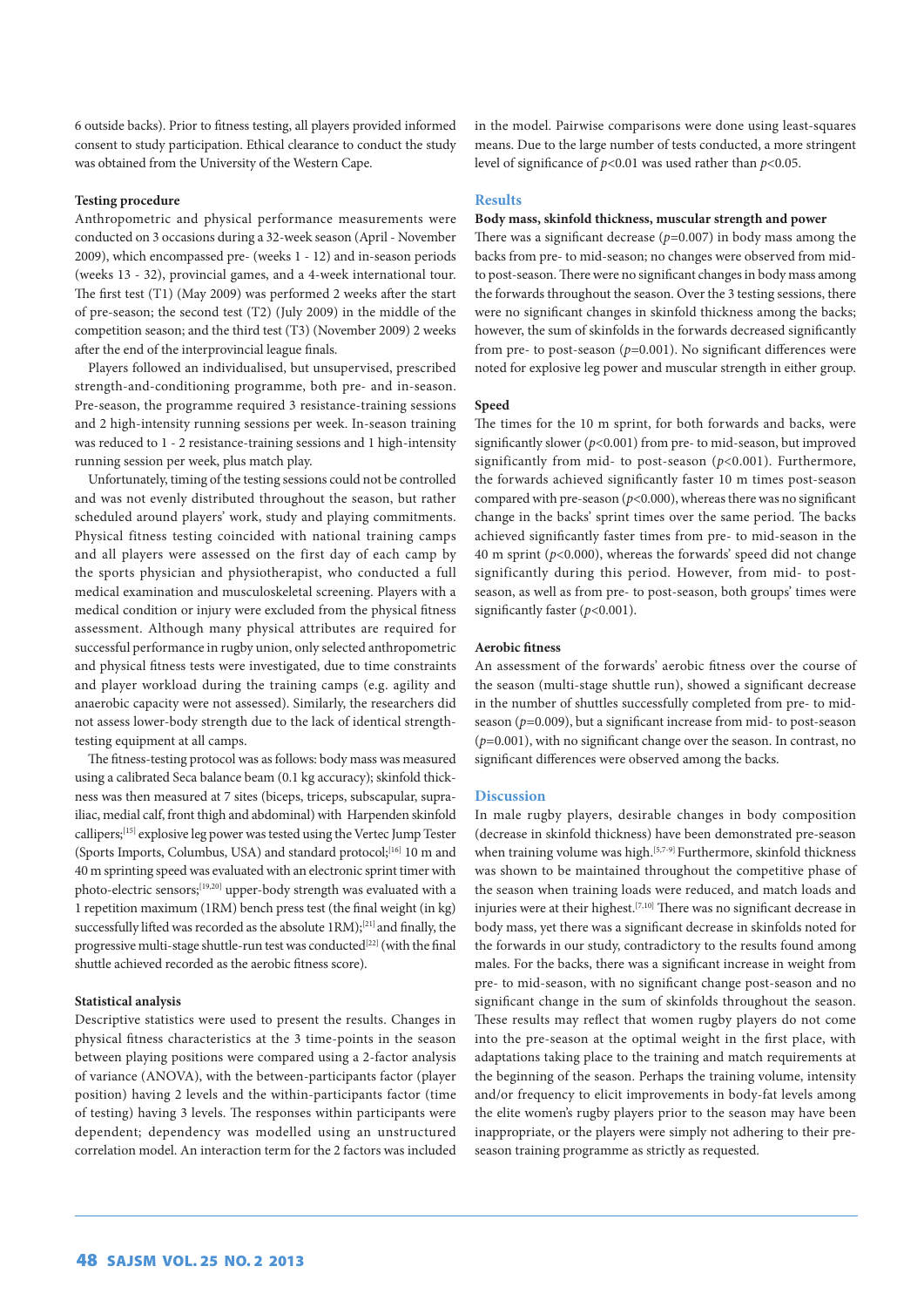6 outside backs). Prior to fitness testing, all players provided informed consent to study participation. Ethical clearance to conduct the study was obtained from the University of the Western Cape.

### Testing procedure

Anthropometric and physical performance measurements were conducted on 3 occasions during a 32-week season (April - November 2009), which encompassed pre- (weeks 1 - 12) and in-season periods (weeks 13 - 32), provincial games, and a 4-week international tour. The first test (T1) (May 2009) was performed 2 weeks after the start of pre-season; the second test (T2) (July 2009) in the middle of the competition season; and the third test (T3) (November 2009) 2 weeks after the end of the interprovincial league finals.

Players followed an individualised, but unsupervised, prescribed strength-and-conditioning programme, both pre- and in-season. Pre-season, the programme required 3 resistance-training sessions and 2 high-intensity running sessions per week. In-season training was reduced to 1 - 2 resistance-training sessions and 1 high-intensity running session per week, plus match play.

Unfortunately, timing of the testing sessions could not be controlled and was not evenly distributed throughout the season, but rather scheduled around players' work, study and playing commitments. Physical fitness testing coincided with national training camps and all players were assessed on the first day of each camp by the sports physician and physiotherapist, who conducted a full medical examination and musculoskeletal screening. Players with a medical condition or injury were excluded from the physical fitness assessment. Although many physical attributes are required for successful performance in rugby union, only selected anthropometric and physical fitness tests were investigated, due to time constraints and player workload during the training camps (e.g. agility and anaerobic capacity were not assessed). Similarly, the researchers did not assess lower-body strength due to the lack of identical strength-testing equipment at all camps.

The fitness-testing protocol was as follows: body mass was measured using a calibrated Seca balance beam (0.1 kg accuracy); skinfold thickness was then measured at 7 sites (biceps, triceps, subscapular, supra-iliac, medial calf, front thigh and abdominal) with Harpenden skinfold callipers;[15] explosive leg power was tested using the Vertec Jump Tester (Sports Imports, Columbus, USA) and standard protocol;[16] 10 m and 40 m sprinting speed was evaluated with an electronic sprint timer with photo-electric sensors;[19,20] upper-body strength was evaluated with a 1 repetition maximum (1RM) bench press test (the final weight (in kg) successfully lifted was recorded as the absolute 1RM);[21] and finally, the progressive multi-stage shuttle-run test was conducted[22] (with the final shuttle achieved recorded as the aerobic fitness score).

### Statistical analysis

Descriptive statistics were used to present the results. Changes in physical fitness characteristics at the 3 time-points in the season between playing positions were compared using a 2-factor analysis of variance (ANOVA), with the between-participants factor (player position) having 2 levels and the within-participants factor (time of testing) having 3 levels. The responses within participants were dependent; dependency was modelled using an unstructured correlation model. An interaction term for the 2 factors was included in the model. Pairwise comparisons were done using least-squares means. Due to the large number of tests conducted, a more stringent level of significance of $p<0.01$ was used rather than $p<0.05$.

## Results

### Body mass, skinfold thickness, muscular strength and power

There was a significant decrease ($p=0.007$) in body mass among the backs from pre- to mid-season; no changes were observed from mid- to post-season. There were no significant changes in body mass among the forwards throughout the season. Over the 3 testing sessions, there were no significant changes in skinfold thickness among the backs; however, the sum of skinfolds in the forwards decreased significantly from pre- to post-season ($p=0.001$). No significant differences were noted for explosive leg power and muscular strength in either group.

### Speed

The times for the 10 m sprint, for both forwards and backs, were significantly slower ($p<0.001$) from pre- to mid-season, but improved significantly from mid- to post-season ($p<0.001$). Furthermore, the forwards achieved significantly faster 10 m times post-season compared with pre-season ($p<0.000$), whereas there was no significant change in the backs' sprint times over the same period. The backs achieved significantly faster times from pre- to mid-season in the 40 m sprint ($p<0.000$), whereas the forwards' speed did not change significantly during this period. However, from mid- to post-season, as well as from pre- to post-season, both groups' times were significantly faster ($p<0.001$).

### Aerobic fitness

An assessment of the forwards' aerobic fitness over the course of the season (multi-stage shuttle run), showed a significant decrease in the number of shuttles successfully completed from pre- to mid-season ($p=0.009$), but a significant increase from mid- to post-season ($p=0.001$), with no significant change over the season. In contrast, no significant differences were observed among the backs.

## Discussion

In male rugby players, desirable changes in body composition (decrease in skinfold thickness) have been demonstrated pre-season when training volume was high.[5,7-9] Furthermore, skinfold thickness was shown to be maintained throughout the competitive phase of the season when training loads were reduced, and match loads and injuries were at their highest.[7,10] There was no significant decrease in body mass, yet there was a significant decrease in skinfolds for the forwards in our study, contradictory to the results found among males. For the backs, there was a significant increase in weight from pre- to mid-season, with no significant change post-season and no significant change in the sum of skinfolds throughout the season. These results may reflect that women rugby players do not come into the pre-season at the optimal weight in the first place, with adaptations taking place to the training and match requirements at the beginning of the season. Perhaps the training volume, intensity and/or frequency to elicit improvements in body-fat levels among the elite women's rugby players prior to the season may have been inappropriate, or the players were simply not adhering to their pre-season training programme as strictly as requested.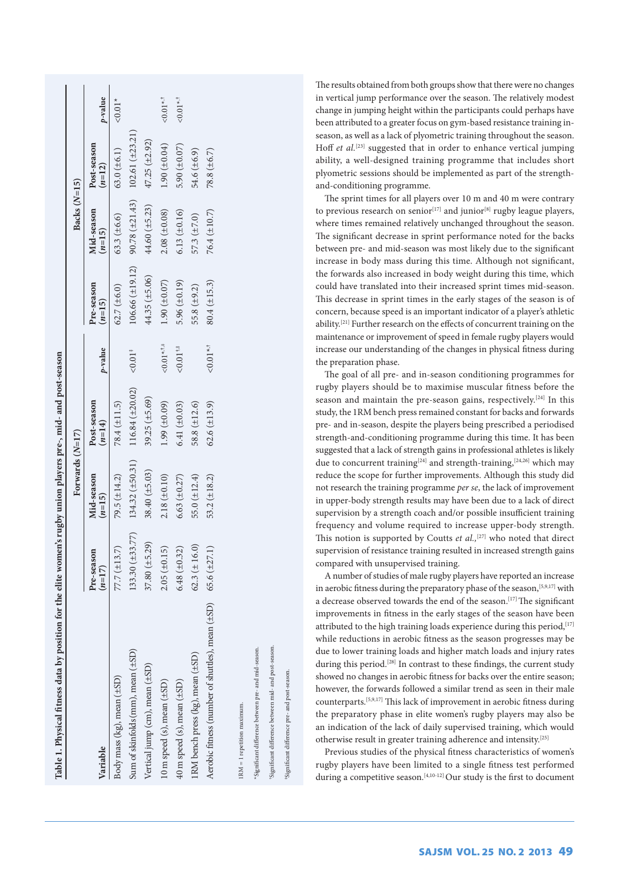**Table 1. Physical fitness data by position for the elite women's rugby union players pre-, mid- and post-season**

| Variable | Forwards (N=17) | | | | Backs (N=15) | | | |
|---|---|---|---|---|---|---|---|---|
| | Pre-season (n=17) | Mid-season (n=15) | Post-season (n=14) | p-value | Pre-season (n=15) | Mid-season (n=15) | Post-season (n=12) | p-value |
| Body mass (kg), mean (±SD) | 77.7 (±13.7) | 79.5 (±14.2) | 78.4 (±11.5) | | 62.7 (±6.0) | 63.3 (±6.6) | 63.0 (±6.1) | <0.01* |
| Sum of skinfolds (mm), mean (±SD) | 133.30 (±33.77) | 134.32 (±50.31) | 116.84 (±20.02) | <0.01[†] | 106.66 (±19.12) | 90.78 (±21.43) | 102.61 (±23.21) | |
| Vertical jump (cm), mean (±SD) | 37.80 (±5.29) | 38.40 (±5.03) | 39.25 (±5.69) | | 44.35 (±5.06) | 44.60 (±5.23) | 47.25 (±2.92) | |
| 10 m speed (s), mean (±SD) | 2.05 (±0.15) | 2.18 (±0.10) | 1.99 (±0.09) | <0.01*,[†,‡] | 1.90 (±0.07) | 2.08 (±0.08) | 1.90 (±0.04) | <0.01*,[†] |
| 40 m speed (s), mean (±SD) | 6.48 (±0.32) | 6.63 (±0.27) | 6.41 (±0.03) | <0.01[†,‡] | 5.96 (±0.19) | 6.13 (±0.16) | 5.90 (±0.07) | <0.01*,[†] |
| 1RM bench press (kg), mean (±SD) | 62.3 (±16.0) | 55.0 (±12.4) | 58.8 (±12.6) | | 55.8 (±9.2) | 57.3 (±7.0) | 54.6 (±6.9) | |
| Aerobic fitness (number of shuttles), mean (±SD) | 65.6 (±27.1) | 53.2 (±18.2) | 62.6 (±13.9) | <0.01*,[†] | 80.4 (±15.3) | 76.4 (±10.7) | 78.8 (±6.7) | |

1RM = 1 repetition maximum.

*Significant difference between pre- and mid-season.

[†]Significant difference between mid- and post-season.

[‡]Significant difference pre- and post-season.

The results obtained from both groups show that there were no changes in vertical jump performance over the season. The relatively modest change in jumping height within the participants could perhaps have been attributed to a greater focus on gym-based resistance training in-season, as well as a lack of plyometric training throughout the season. Hoff *et al.*[23] suggested that in order to enhance vertical jumping ability, a well-designed training programme that includes short plyometric sessions should be implemented as part of the strength-and-conditioning programme.

The sprint times for all players over 10 m and 40 m were contrary to previous research on senior[17] and junior[8] rugby league players, where times remained relatively unchanged throughout the season. The significant decrease in sprint performance noted for the backs between pre- and mid-season was most likely due to the significant increase in body mass during this time. Although not significant, the forwards also increased in body weight during this time, which could have translated into their increased sprint times mid-season. This decrease in sprint times in the early stages of the season is of concern, because speed is an important indicator of a player's athletic ability.[21] Further research on the effects of concurrent training on the maintenance or improvement of speed in female rugby players would increase our understanding of the changes in physical fitness during the preparation phase.

The goal of all pre- and in-season conditioning programmes for rugby players should be to maximise muscular fitness before the season and maintain the pre-season gains, respectively.[24] In this study, the 1RM bench press remained constant for backs and forwards pre- and in-season, despite the players being prescribed a periodised strength-and-conditioning programme during this time. It has been suggested that a lack of strength gains in professional athletes is likely due to concurrent training[24] and strength-training,[24,26] which may reduce the scope for further improvements. Although this study did not research the training programme *per se*, the lack of improvement in upper-body strength results may have been due to a lack of direct supervision by a strength coach and/or possible insufficient training frequency and volume required to increase upper-body strength. This notion is supported by Coutts *et al.*,[27] who noted that direct supervision of resistance training resulted in increased strength gains compared with unsupervised training.

A number of studies of male rugby players have reported an increase in aerobic fitness during the preparatory phase of the season,[5,9,17] with a decrease observed towards the end of the season.[17] The significant improvements in fitness in the early stages of the season have been attributed to the high training loads experience during this period,[17] while reductions in aerobic fitness as the season progresses may be due to lower training loads and higher match loads and injury rates during this period.[28] In contrast to these findings, the current study showed no changes in aerobic fitness for backs over the entire season; however, the forwards followed a similar trend as seen in their male counterparts.[5,9,17] This lack of improvement in aerobic fitness during the preparatory phase in elite women's rugby players may also be an indication of the lack of daily supervised training, which would otherwise result in greater training adherence and intensity.[25]

Previous studies of the physical fitness characteristics of women's rugby players have been limited to a single fitness test performed during a competitive season.[4,10-12] Our study is the first to document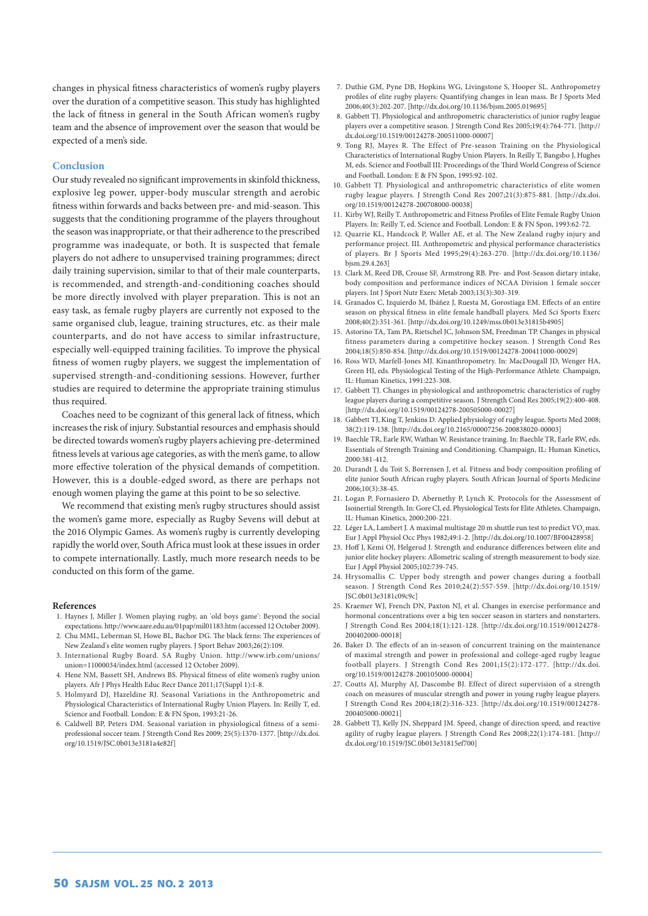changes in physical fitness characteristics of women's rugby players over the duration of a competitive season. This study has highlighted the lack of fitness in general in the South African women's rugby team and the absence of improvement over the season that would be expected of a men's side.

## Conclusion

Our study revealed no significant improvements in skinfold thickness, explosive leg power, upper-body muscular strength and aerobic fitness within forwards and backs between pre- and mid-season. This suggests that the conditioning programme of the players throughout the season was inappropriate, or that their adherence to the prescribed programme was inadequate, or both. It is suspected that female players do not adhere to unsupervised training programmes; direct daily training supervision, similar to that of their male counterparts, is recommended, and strength-and-conditioning coaches should be more directly involved with player preparation. This is not an easy task, as female rugby players are currently not exposed to the same organised club, league, training structures, etc. as their male counterparts, and do not have access to similar infrastructure, especially well-equipped training facilities. To improve the physical fitness of women rugby players, we suggest the implementation of supervised strength-and-conditioning sessions. However, further studies are required to determine the appropriate training stimulus thus required.

Coaches need to be cognizant of this general lack of fitness, which increases the risk of injury. Substantial resources and emphasis should be directed towards women's rugby players achieving pre-determined fitness levels at various age categories, as with the men's game, to allow more effective toleration of the physical demands of competition. However, this is a double-edged sword, as there are perhaps not enough women playing the game at this point to be so selective.

We recommend that existing men's rugby structures should assist the women's game more, especially as Rugby Sevens will debut at the 2016 Olympic Games. As women's rugby is currently developing rapidly the world over, South Africa must look at these issues in order to compete internationally. Lastly, much more research needs to be conducted on this form of the game.

### References

1. Haynes J, Miller J. Women playing rugby, an 'old boys game': Beyond the social expectations. http://www.aare.edu.au/01pap/mil01183.htm (accessed 12 October 2009).
2. Chu MML, Leberman SI, Howe BL, Bachor DG. The black ferns: The experiences of New Zealand's elite women rugby players. J Sport Behav 2003;26(2):109.
3. International Rugby Board. SA Rugby Union. http://www.irb.com/unions/union=11000034/index.html (accessed 12 October 2009).
4. Hene NM, Bassett SH, Andrews BS. Physical fitness of elite women's rugby union players. Afr J Phys Health Educ Recr Dance 2011;17(Suppl 1):1-8.
5. Holmyard DJ, Hazeldine RJ. Seasonal Variations in the Anthropometric and Physiological Characteristics of International Rugby Union Players. In: Reilly T, ed. Science and Football. London: E & FN Spon, 1993:21-26.
6. Caldwell BP, Peters DM. Seasonal variation in physiological fitness of a semi-professional soccer team. J Strength Cond Res 2009; 25(5):1370-1377. [http://dx.doi.org/10.1519/JSC.0b013e3181a4e82f]
7. Duthie GM, Pyne DB, Hopkins WG, Livingstone S, Hooper SL. Anthropometry profiles of elite rugby players: Quantifying changes in lean mass. Br J Sports Med 2006;40(3):202-207. [http://dx.doi.org/10.1136/bjsm.2005.019695]
8. Gabbett TJ. Physiological and anthropometric characteristics of junior rugby league players over a competitive season. J Strength Cond Res 2005;19(4):764-771. [http://dx.doi.org/10.1519/00124278-200511000-00007]
9. Tong RJ, Mayes R. The Effect of Pre-season Training on the Physiological Characteristics of International Rugby Union Players. In Reilly T, Bangsbo J, Hughes M, eds. Science and Football III: Proceedings of the Third World Congress of Science and Football. London: E & FN Spon, 1995:92-102.
10. Gabbett TJ. Physiological and anthropometric characteristics of elite women rugby league players. J Strength Cond Res 2007;21(3):875-881. [http://dx.doi.org/10.1519/00124278-200708000-00038]
11. Kirby WJ, Reilly T. Anthropometric and Fitness Profiles of Elite Female Rugby Union Players. In: Reilly T, ed. Science and Football. London: E & FN Spon, 1993:62-72.
12. Quarrie KL, Handcock P, Waller AE, et al. The New Zealand rugby injury and performance project. III. Anthropometric and physical performance characteristics of players. Br J Sports Med 1995;29(4):263-270. [http://dx.doi.org/10.1136/bjsm.29.4.263]
13. Clark M, Reed DB, Crouse SF, Armstrong RB. Pre- and Post-Season dietary intake, body composition and performance indices of NCAA Division 1 female soccer players. Int J Sport Nutr Exerc Metab 2003;13(3):303-319.
14. Granados C, Izquierdo M, Ibáñez J, Ruesta M, Gorostiaga EM. Effects of an entire season on physical fitness in elite female handball players. Med Sci Sports Exerc 2008;40(2):351-361. [http://dx.doi.org/10.1249/mss.0b013e31815b4905]
15. Astorino TA, Tam PA, Rietschel JC, Johnson SM, Freedman TP. Changes in physical fitness parameters during a competitive hockey season. J Strength Cond Res 2004;18(5):850-854. [http://dx.doi.org/10.1519/00124278-200411000-00029]
16. Ross WD, Marfell-Jones MJ. Kinanthropometry. In: MacDougall JD, Wenger HA, Green HJ, eds. Physiological Testing of the High-Performance Athlete. Champaign, IL: Human Kinetics, 1991:223-308.
17. Gabbett TJ. Changes in physiological and anthropometric characteristics of rugby league players during a competitive season. J Strength Cond Res 2005;19(2):400-408. [http://dx.doi.org/10.1519/00124278-200505000-00027]
18. Gabbett TJ, King T, Jenkins D. Applied physiology of rugby league. Sports Med 2008; 38(2):119-138. [http://dx.doi.org/10.2165/00007256-200838020-00003]
19. Baechle TR, Earle RW, Wathan W. Resistance training. In: Baechle TR, Earle RW, eds. Essentials of Strength Training and Conditioning. Champaign, IL: Human Kinetics, 2000:381-412.
20. Durandt J, du Toit S, Borrensen J, et al. Fitness and body composition profiling of elite junior South African rugby players. South African Journal of Sports Medicine 2006;10(3):38-45.
21. Logan P, Fornasiero D, Abernethy P, Lynch K. Protocols for the Assessment of Isoinertial Strength. In: Gore CJ, ed. Physiological Tests for Elite Athletes. Champaign, IL: Human Kinetics, 2000:200-221.
22. Léger LA, Lambert J. A maximal multistage 20 m shuttle run test to predict $VO_2$ max. Eur J Appl Physiol Occ Phys 1982;49:1-2. [http://dx.doi.org/10.1007/BF00428958]
23. Hoff J, Kemi OJ, Helgerud J. Strength and endurance differences between elite and junior elite hockey players: Allometric scaling of strength measurement to body size. Eur J Appl Physiol 2005;102:739-745.
24. Hrysomallis C. Upper body strength and power changes during a football season. J Strength Cond Res 2010;24(2):557-559. [http://dx.doi.org/10.1519/JSC.0b013e3181c09c9c]
25. Kraemer WJ, French DN, Paxton NJ, et al. Changes in exercise performance and hormonal concentrations over a big ten soccer season in starters and nonstarters. J Strength Cond Res 2004;18(1):121-128. [http://dx.doi.org/10.1519/00124278-200402000-00018]
26. Baker D. The effects of an in-season of concurrent training on the maintenance of maximal strength and power in professional and college-aged rugby league football players. J Strength Cond Res 2001;15(2):172-177. [http://dx.doi.org/10.1519/00124278-200105000-00004]
27. Coutts AJ, Murphy AJ, Dascombe BJ. Effect of direct supervision of a strength coach on measures of muscular strength and power in young rugby league players. J Strength Cond Res 2004;18(2):316-323. [http://dx.doi.org/10.1519/00124278-200405000-00021]
28. Gabbett TJ, Kelly JN, Sheppard JM. Speed, change of direction speed, and reactive agility of rugby league players. J Strength Cond Res 2008;22(1):174-181. [http://dx.doi.org/10.1519/JSC.0b013e31815ef700]